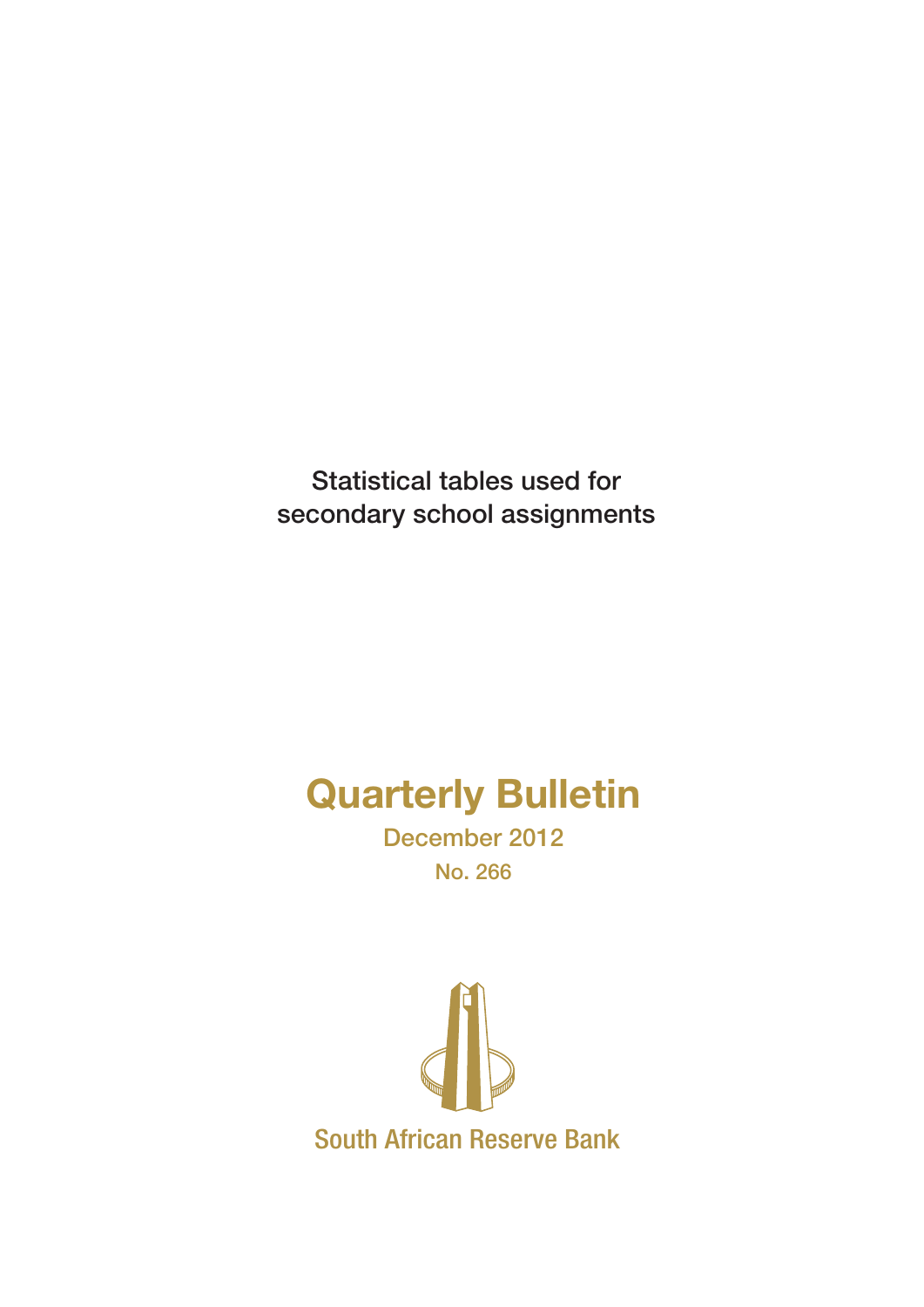Statistical tables used for secondary school assignments

# Quarterly Bulletin

December 2012

No. 266

South African Reserve Bank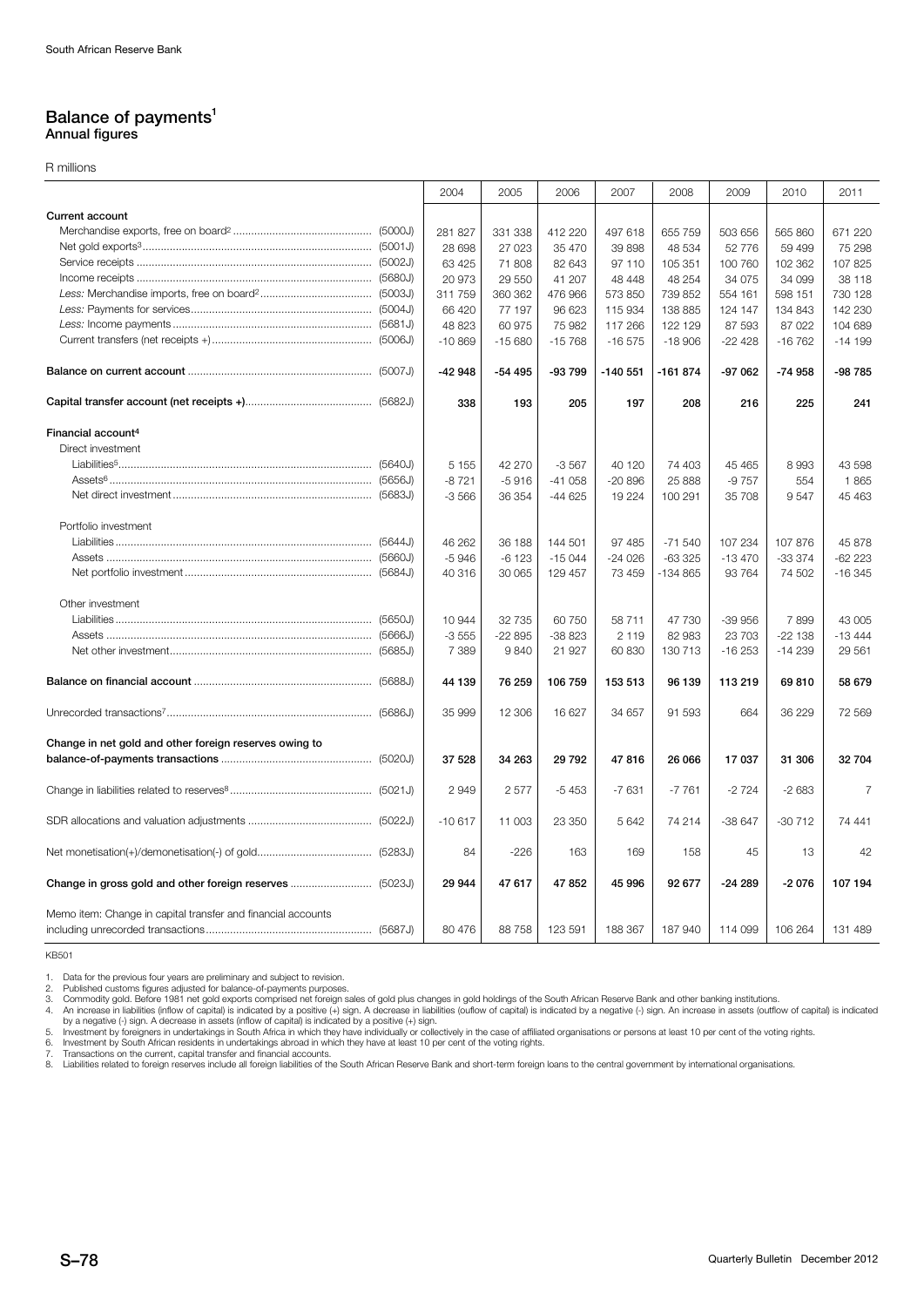## Balance of payments[1]

### Annual figures

R millions

| | | 2004 | 2005 | 2006 | 2007 | 2008 | 2009 | 2010 | 2011 |
|---|---|---|---|---|---|---|---|---|---|
| **Current account** | | | | | | | | | |
| Merchandise exports, free on board[2] | (5000J) | 281 827 | 331 338 | 412 220 | 497 618 | 655 759 | 503 656 | 565 860 | 671 220 |
| Net gold exports[3] | (5001J) | 28 698 | 27 023 | 35 470 | 39 898 | 48 534 | 52 776 | 59 499 | 75 298 |
| Service receipts | (5002J) | 63 425 | 71 808 | 82 643 | 97 110 | 105 351 | 100 760 | 102 362 | 107 825 |
| Income receipts | (5680J) | 20 973 | 29 550 | 41 207 | 48 448 | 48 254 | 34 075 | 34 099 | 38 118 |
| *Less:* Merchandise imports, free on board[2] | (5003J) | 311 759 | 360 362 | 476 966 | 573 850 | 739 852 | 554 161 | 598 151 | 730 128 |
| *Less:* Payments for services | (5004J) | 66 420 | 77 197 | 96 623 | 115 934 | 138 885 | 124 147 | 134 843 | 142 230 |
| *Less:* Income payments | (5681J) | 48 823 | 60 975 | 75 982 | 117 266 | 122 129 | 87 593 | 87 022 | 104 689 |
| Current transfers (net receipts +) | (5006J) | -10 869 | -15 680 | -15 768 | -16 575 | -18 906 | -22 428 | -16 762 | -14 199 |
| **Balance on current account** | (5007J) | **-42 948** | **-54 495** | **-93 799** | **-140 551** | **-161 874** | **-97 062** | **-74 958** | **-98 785** |
| **Capital transfer account (net receipts +)** | (5682J) | **338** | **193** | **205** | **197** | **208** | **216** | **225** | **241** |
| **Financial account[4]** | | | | | | | | | |
| Direct investment | | | | | | | | | |
| Liabilities[5] | (5640J) | 5 155 | 42 270 | -3 567 | 40 120 | 74 403 | 45 465 | 8 993 | 43 598 |
| Assets[6] | (5656J) | -8 721 | -5 916 | -41 058 | -20 896 | 25 888 | -9 757 | 554 | 1 865 |
| Net direct investment | (5683J) | -3 566 | 36 354 | -44 625 | 19 224 | 100 291 | 35 708 | 9 547 | 45 463 |
| Portfolio investment | | | | | | | | | |
| Liabilities | (5644J) | 46 262 | 36 188 | 144 501 | 97 485 | -71 540 | 107 234 | 107 876 | 45 878 |
| Assets | (5660J) | -5 946 | -6 123 | -15 044 | -24 026 | -63 325 | -13 470 | -33 374 | -62 223 |
| Net portfolio investment | (5684J) | 40 316 | 30 065 | 129 457 | 73 459 | -134 865 | 93 764 | 74 502 | -16 345 |
| Other investment | | | | | | | | | |
| Liabilities | (5650J) | 10 944 | 32 735 | 60 750 | 58 711 | 47 730 | -39 956 | 7 899 | 43 005 |
| Assets | (5666J) | -3 555 | -22 895 | -38 823 | 2 119 | 82 983 | 23 703 | -22 138 | -13 444 |
| Net other investment | (5685J) | 7 389 | 9 840 | 21 927 | 60 830 | 130 713 | -16 253 | -14 239 | 29 561 |
| **Balance on financial account** | (5688J) | **44 139** | **76 259** | **106 759** | **153 513** | **96 139** | **113 219** | **69 810** | **58 679** |
| Unrecorded transactions[7] | (5686J) | 35 999 | 12 306 | 16 627 | 34 657 | 91 593 | 664 | 36 229 | 72 569 |
| **Change in net gold and other foreign reserves owing to balance-of-payments transactions** | (5020J) | **37 528** | **34 263** | **29 792** | **47 816** | **26 066** | **17 037** | **31 306** | **32 704** |
| Change in liabilities related to reserves[8] | (5021J) | 2 949 | 2 577 | -5 453 | -7 631 | -7 761 | -2 724 | -2 683 | 7 |
| SDR allocations and valuation adjustments | (5022J) | -10 617 | 11 003 | 23 350 | 5 642 | 74 214 | -38 647 | -30 712 | 74 441 |
| Net monetisation(+)/demonetisation(-) of gold | (5283J) | 84 | -226 | 163 | 169 | 158 | 45 | 13 | 42 |
| **Change in gross gold and other foreign reserves** | (5023J) | **29 944** | **47 617** | **47 852** | **45 996** | **92 677** | **-24 289** | **-2 076** | **107 194** |
| Memo item: Change in capital transfer and financial accounts including unrecorded transactions | (5687J) | 80 476 | 88 758 | 123 591 | 188 367 | 187 940 | 114 099 | 106 264 | 131 489 |

KB501

1. Data for the previous four years are preliminary and subject to revision.
2. Published customs figures adjusted for balance-of-payments purposes.
3. Commodity gold. Before 1981 net gold exports comprised net foreign sales of gold plus changes in gold holdings of the South African Reserve Bank and other banking institutions.
4. An increase in liabilities (inflow of capital) is indicated by a positive (+) sign. A decrease in liabilities (ouflow of capital) is indicated by a negative (-) sign. An increase in assets (outflow of capital) is indicated by a negative (-) sign. A decrease in assets (inflow of capital) is indicated by a positive (+) sign.
5. Investment by foreigners in undertakings in South Africa in which they have individually or collectively in the case of affiliated organisations or persons at least 10 per cent of the voting rights.
6. Investment by South African residents in undertakings abroad in which they have at least 10 per cent of the voting rights.
7. Transactions on the current, capital transfer and financial accounts.
8. Liabilities related to foreign reserves include all foreign liabilities of the South African Reserve Bank and short-term foreign loans to the central government by international organisations.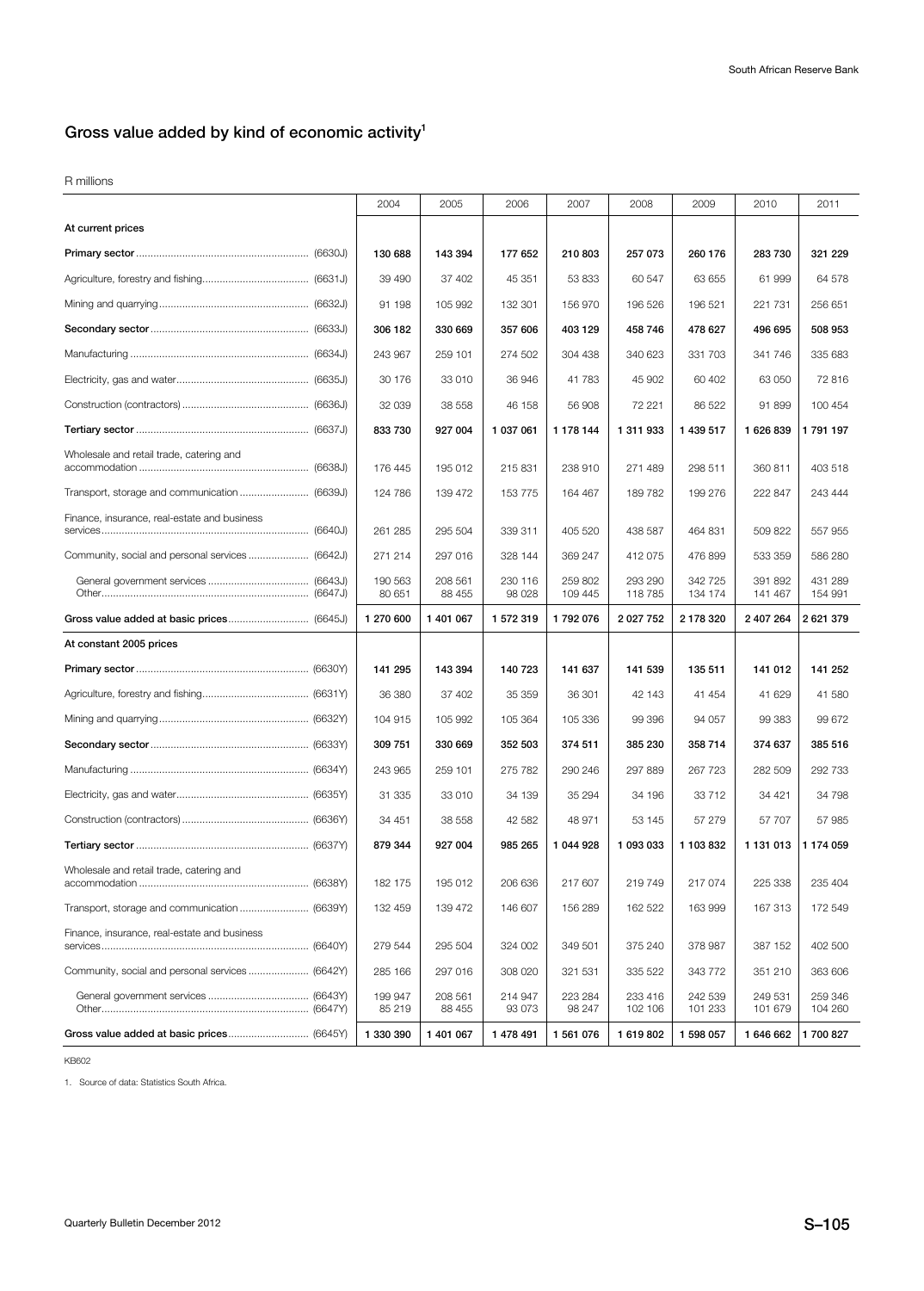## Gross value added by kind of economic activity[1]

R millions

| | 2004 | 2005 | 2006 | 2007 | 2008 | 2009 | 2010 | 2011 |
|---|---|---|---|---|---|---|---|---|
| **At current prices** | | | | | | | | |
| **Primary sector** (6630J) | **130 688** | **143 394** | **177 652** | **210 803** | **257 073** | **260 176** | **283 730** | **321 229** |
| Agriculture, forestry and fishing (6631J) | 39 490 | 37 402 | 45 351 | 53 833 | 60 547 | 63 655 | 61 999 | 64 578 |
| Mining and quarrying (6632J) | 91 198 | 105 992 | 132 301 | 156 970 | 196 526 | 196 521 | 221 731 | 256 651 |
| **Secondary sector** (6633J) | **306 182** | **330 669** | **357 606** | **403 129** | **458 746** | **478 627** | **496 695** | **508 953** |
| Manufacturing (6634J) | 243 967 | 259 101 | 274 502 | 304 438 | 340 623 | 331 703 | 341 746 | 335 683 |
| Electricity, gas and water (6635J) | 30 176 | 33 010 | 36 946 | 41 783 | 45 902 | 60 402 | 63 050 | 72 816 |
| Construction (contractors) (6636J) | 32 039 | 38 558 | 46 158 | 56 908 | 72 221 | 86 522 | 91 899 | 100 454 |
| **Tertiary sector** (6637J) | **833 730** | **927 004** | **1 037 061** | **1 178 144** | **1 311 933** | **1 439 517** | **1 626 839** | **1 791 197** |
| Wholesale and retail trade, catering and accommodation (6638J) | 176 445 | 195 012 | 215 831 | 238 910 | 271 489 | 298 511 | 360 811 | 403 518 |
| Transport, storage and communication (6639J) | 124 786 | 139 472 | 153 775 | 164 467 | 189 782 | 199 276 | 222 847 | 243 444 |
| Finance, insurance, real-estate and business services (6640J) | 261 285 | 295 504 | 339 311 | 405 520 | 438 587 | 464 831 | 509 822 | 557 955 |
| Community, social and personal services (6642J) | 271 214 | 297 016 | 328 144 | 369 247 | 412 075 | 476 899 | 533 359 | 586 280 |
| General government services (6643J) | 190 563 | 208 561 | 230 116 | 259 802 | 293 290 | 342 725 | 391 892 | 431 289 |
| Other (6647J) | 80 651 | 88 455 | 98 028 | 109 445 | 118 785 | 134 174 | 141 467 | 154 991 |
| **Gross value added at basic prices** (6645J) | **1 270 600** | **1 401 067** | **1 572 319** | **1 792 076** | **2 027 752** | **2 178 320** | **2 407 264** | **2 621 379** |
| **At constant 2005 prices** | | | | | | | | |
| **Primary sector** (6630Y) | **141 295** | **143 394** | **140 723** | **141 637** | **141 539** | **135 511** | **141 012** | **141 252** |
| Agriculture, forestry and fishing (6631Y) | 36 380 | 37 402 | 35 359 | 36 301 | 42 143 | 41 454 | 41 629 | 41 580 |
| Mining and quarrying (6632Y) | 104 915 | 105 992 | 105 364 | 105 336 | 99 396 | 94 057 | 99 383 | 99 672 |
| **Secondary sector** (6633Y) | **309 751** | **330 669** | **352 503** | **374 511** | **385 230** | **358 714** | **374 637** | **385 516** |
| Manufacturing (6634Y) | 243 965 | 259 101 | 275 782 | 290 246 | 297 889 | 267 723 | 282 509 | 292 733 |
| Electricity, gas and water (6635Y) | 31 335 | 33 010 | 34 139 | 35 294 | 34 196 | 33 712 | 34 421 | 34 798 |
| Construction (contractors) (6636Y) | 34 451 | 38 558 | 42 582 | 48 971 | 53 145 | 57 279 | 57 707 | 57 985 |
| **Tertiary sector** (6637Y) | **879 344** | **927 004** | **985 265** | **1 044 928** | **1 093 033** | **1 103 832** | **1 131 013** | **1 174 059** |
| Wholesale and retail trade, catering and accommodation (6638Y) | 182 175 | 195 012 | 206 636 | 217 607 | 219 749 | 217 074 | 225 338 | 235 404 |
| Transport, storage and communication (6639Y) | 132 459 | 139 472 | 146 607 | 156 289 | 162 522 | 163 999 | 167 313 | 172 549 |
| Finance, insurance, real-estate and business services (6640Y) | 279 544 | 295 504 | 324 002 | 349 501 | 375 240 | 378 987 | 387 152 | 402 500 |
| Community, social and personal services (6642Y) | 285 166 | 297 016 | 308 020 | 321 531 | 335 522 | 343 772 | 351 210 | 363 606 |
| General government services (6643Y) | 199 947 | 208 561 | 214 947 | 223 284 | 233 416 | 242 539 | 249 531 | 259 346 |
| Other (6647Y) | 85 219 | 88 455 | 93 073 | 98 247 | 102 106 | 101 233 | 101 679 | 104 260 |
| **Gross value added at basic prices** (6645Y) | **1 330 390** | **1 401 067** | **1 478 491** | **1 561 076** | **1 619 802** | **1 598 057** | **1 646 662** | **1 700 827** |

KB602

1. Source of data: Statistics South Africa.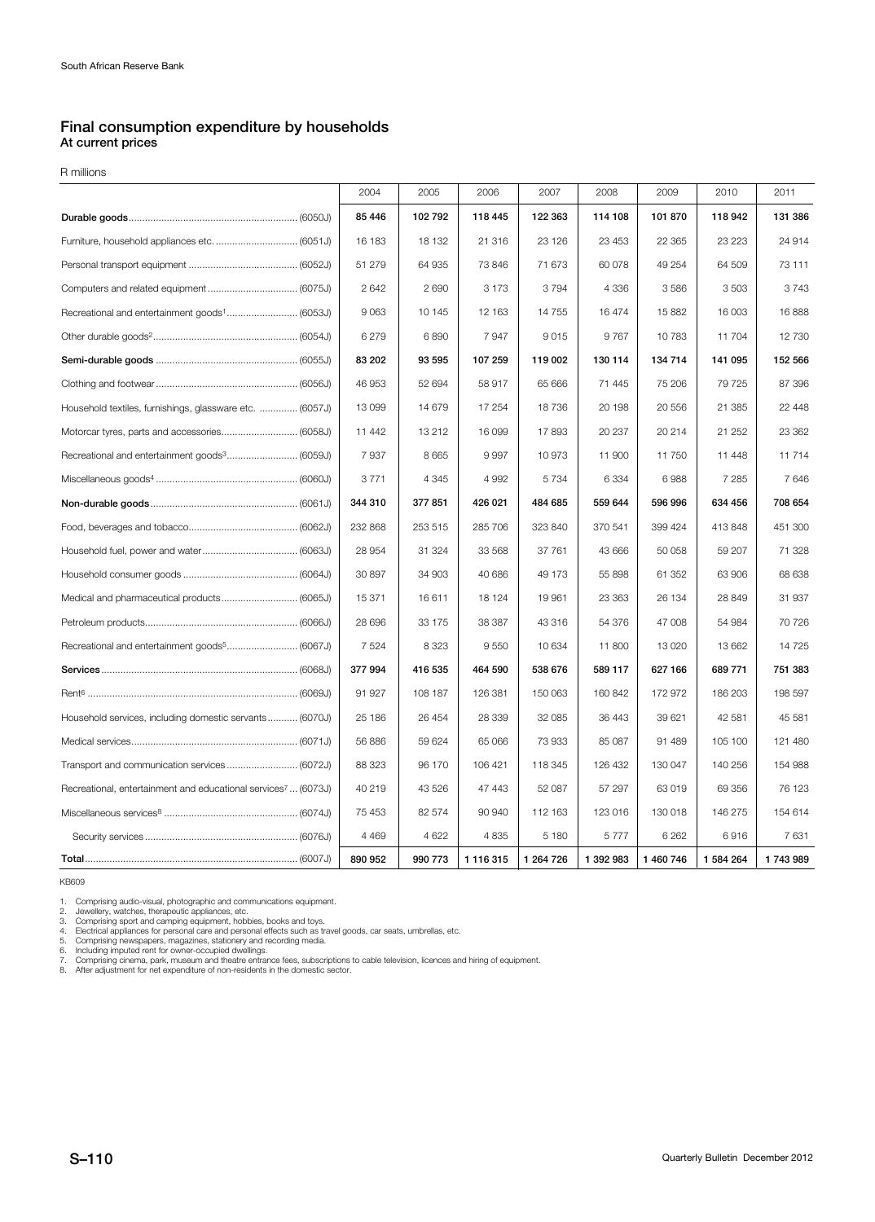## Final consumption expenditure by households

### At current prices

R millions

| | 2004 | 2005 | 2006 | 2007 | 2008 | 2009 | 2010 | 2011 |
|---|---|---|---|---|---|---|---|---|
| **Durable goods**............................................................ (6050J) | **85 446** | **102 792** | **118 445** | **122 363** | **114 108** | **101 870** | **118 942** | **131 386** |
| Furniture, household appliances etc. .............................. (6051J) | 16 183 | 18 132 | 21 316 | 23 126 | 23 453 | 22 365 | 23 223 | 24 914 |
| Personal transport equipment ........................................ (6052J) | 51 279 | 64 935 | 73 846 | 71 673 | 60 078 | 49 254 | 64 509 | 73 111 |
| Computers and related equipment................................. (6075J) | 2 642 | 2 690 | 3 173 | 3 794 | 4 336 | 3 586 | 3 503 | 3 743 |
| Recreational and entertainment goods[1].......................... (6053J) | 9 063 | 10 145 | 12 163 | 14 755 | 16 474 | 15 882 | 16 003 | 16 888 |
| Other durable goods[2]..................................................... (6054J) | 6 279 | 6 890 | 7 947 | 9 015 | 9 767 | 10 783 | 11 704 | 12 730 |
| **Semi-durable goods** .................................................... (6055J) | **83 202** | **93 595** | **107 259** | **119 002** | **130 114** | **134 714** | **141 095** | **152 566** |
| Clothing and footwear .................................................... (6056J) | 46 953 | 52 694 | 58 917 | 65 666 | 71 445 | 75 206 | 79 725 | 87 396 |
| Household textiles, furnishings, glassware etc. .............. (6057J) | 13 099 | 14 679 | 17 254 | 18 736 | 20 198 | 20 556 | 21 385 | 22 448 |
| Motorcar tyres, parts and accessories............................ (6058J) | 11 442 | 13 212 | 16 099 | 17 893 | 20 237 | 20 214 | 21 252 | 23 362 |
| Recreational and entertainment goods[3].......................... (6059J) | 7 937 | 8 665 | 9 997 | 10 973 | 11 900 | 11 750 | 11 448 | 11 714 |
| Miscellaneous goods[4] .................................................... (6060J) | 3 771 | 4 345 | 4 992 | 5 734 | 6 334 | 6 988 | 7 285 | 7 646 |
| **Non-durable goods**...................................................... (6061J) | **344 310** | **377 851** | **426 021** | **484 685** | **559 644** | **596 996** | **634 456** | **708 654** |
| Food, beverages and tobacco........................................ (6062J) | 232 868 | 253 515 | 285 706 | 323 840 | 370 541 | 399 424 | 413 848 | 451 300 |
| Household fuel, power and water................................... (6063J) | 28 954 | 31 324 | 33 568 | 37 761 | 43 666 | 50 058 | 59 207 | 71 328 |
| Household consumer goods .......................................... (6064J) | 30 897 | 34 903 | 40 686 | 49 173 | 55 898 | 61 352 | 63 906 | 68 638 |
| Medical and pharmaceutical products............................ (6065J) | 15 371 | 16 611 | 18 124 | 19 961 | 23 363 | 26 134 | 28 849 | 31 937 |
| Petroleum products........................................................ (6066J) | 28 696 | 33 175 | 38 387 | 43 316 | 54 376 | 47 008 | 54 984 | 70 726 |
| Recreational and entertainment goods[5].......................... (6067J) | 7 524 | 8 323 | 9 550 | 10 634 | 11 800 | 13 020 | 13 662 | 14 725 |
| **Services**....................................................................... (6068J) | **377 994** | **416 535** | **464 590** | **538 676** | **589 117** | **627 166** | **689 771** | **751 383** |
| Rent[6] ............................................................................ (6069J) | 91 927 | 108 187 | 126 381 | 150 063 | 160 842 | 172 972 | 186 203 | 198 597 |
| Household services, including domestic servants........... (6070J) | 25 186 | 26 454 | 28 339 | 32 085 | 36 443 | 39 621 | 42 581 | 45 581 |
| Medical services............................................................. (6071J) | 56 886 | 59 624 | 65 066 | 73 933 | 85 087 | 91 489 | 105 100 | 121 480 |
| Transport and communication services .......................... (6072J) | 88 323 | 96 170 | 106 421 | 118 345 | 126 432 | 130 047 | 140 256 | 154 988 |
| Recreational, entertainment and educational services[7] ... (6073J) | 40 219 | 43 526 | 47 443 | 52 087 | 57 297 | 63 019 | 69 356 | 76 123 |
| Miscellaneous services[8] ................................................. (6074J) | 75 453 | 82 574 | 90 940 | 112 163 | 123 016 | 130 018 | 146 275 | 154 614 |
| Security services ........................................................ (6076J) | 4 469 | 4 622 | 4 835 | 5 180 | 5 777 | 6 262 | 6 916 | 7 631 |
| **Total**............................................................................. (6007J) | **890 952** | **990 773** | **1 116 315** | **1 264 726** | **1 392 983** | **1 460 746** | **1 584 264** | **1 743 989** |

KB609

1. Comprising audio-visual, photographic and communications equipment.
2. Jewellery, watches, therapeutic appliances, etc.
3. Comprising sport and camping equipment, hobbies, books and toys.
4. Electrical appliances for personal care and personal effects such as travel goods, car seats, umbrellas, etc.
5. Comprising newspapers, magazines, stationery and recording media.
6. Including imputed rent for owner-occupied dwellings.
7. Comprising cinema, park, museum and theatre entrance fees, subscriptions to cable television, licences and hiring of equipment.
8. After adjustment for net expenditure of non-residents in the domestic sector.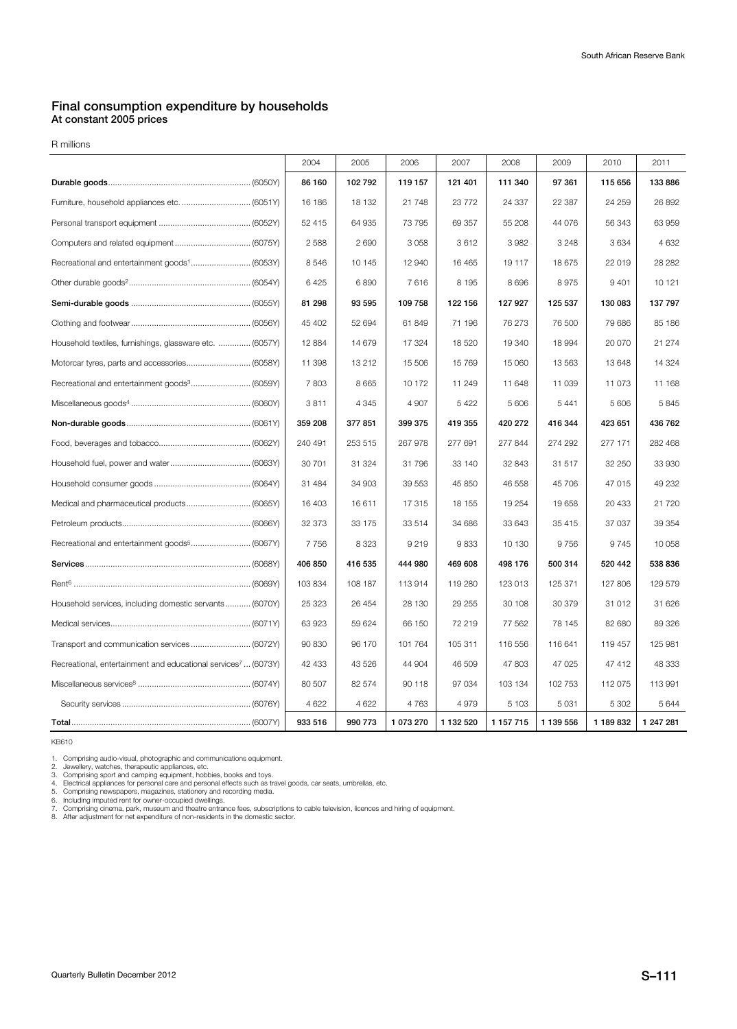## Final consumption expenditure by households

**At constant 2005 prices**

R millions

| | 2004 | 2005 | 2006 | 2007 | 2008 | 2009 | 2010 | 2011 |
|---|---|---|---|---|---|---|---|---|
| **Durable goods** (6050Y) | **86 160** | **102 792** | **119 157** | **121 401** | **111 340** | **97 361** | **115 656** | **133 886** |
| Furniture, household appliances etc. (6051Y) | 16 186 | 18 132 | 21 748 | 23 772 | 24 337 | 22 387 | 24 259 | 26 892 |
| Personal transport equipment (6052Y) | 52 415 | 64 935 | 73 795 | 69 357 | 55 208 | 44 076 | 56 343 | 63 959 |
| Computers and related equipment (6075Y) | 2 588 | 2 690 | 3 058 | 3 612 | 3 982 | 3 248 | 3 634 | 4 632 |
| Recreational and entertainment goods[1] (6053Y) | 8 546 | 10 145 | 12 940 | 16 465 | 19 117 | 18 675 | 22 019 | 28 282 |
| Other durable goods[2] (6054Y) | 6 425 | 6 890 | 7 616 | 8 195 | 8 696 | 8 975 | 9 401 | 10 121 |
| **Semi-durable goods** (6055Y) | **81 298** | **93 595** | **109 758** | **122 156** | **127 927** | **125 537** | **130 083** | **137 797** |
| Clothing and footwear (6056Y) | 45 402 | 52 694 | 61 849 | 71 196 | 76 273 | 76 500 | 79 686 | 85 186 |
| Household textiles, furnishings, glassware etc. (6057Y) | 12 884 | 14 679 | 17 324 | 18 520 | 19 340 | 18 994 | 20 070 | 21 274 |
| Motorcar tyres, parts and accessories (6058Y) | 11 398 | 13 212 | 15 506 | 15 769 | 15 060 | 13 563 | 13 648 | 14 324 |
| Recreational and entertainment goods[3] (6059Y) | 7 803 | 8 665 | 10 172 | 11 249 | 11 648 | 11 039 | 11 073 | 11 168 |
| Miscellaneous goods[4] (6060Y) | 3 811 | 4 345 | 4 907 | 5 422 | 5 606 | 5 441 | 5 606 | 5 845 |
| **Non-durable goods** (6061Y) | **359 208** | **377 851** | **399 375** | **419 355** | **420 272** | **416 344** | **423 651** | **436 762** |
| Food, beverages and tobacco (6062Y) | 240 491 | 253 515 | 267 978 | 277 691 | 277 844 | 274 292 | 277 171 | 282 468 |
| Household fuel, power and water (6063Y) | 30 701 | 31 324 | 31 796 | 33 140 | 32 843 | 31 517 | 32 250 | 33 930 |
| Household consumer goods (6064Y) | 31 484 | 34 903 | 39 553 | 45 850 | 46 558 | 45 706 | 47 015 | 49 232 |
| Medical and pharmaceutical products (6065Y) | 16 403 | 16 611 | 17 315 | 18 155 | 19 254 | 19 658 | 20 433 | 21 720 |
| Petroleum products (6066Y) | 32 373 | 33 175 | 33 514 | 34 686 | 33 643 | 35 415 | 37 037 | 39 354 |
| Recreational and entertainment goods[5] (6067Y) | 7 756 | 8 323 | 9 219 | 9 833 | 10 130 | 9 756 | 9 745 | 10 058 |
| **Services** (6068Y) | **406 850** | **416 535** | **444 980** | **469 608** | **498 176** | **500 314** | **520 442** | **538 836** |
| Rent[6] (6069Y) | 103 834 | 108 187 | 113 914 | 119 280 | 123 013 | 125 371 | 127 806 | 129 579 |
| Household services, including domestic servants (6070Y) | 25 323 | 26 454 | 28 130 | 29 255 | 30 108 | 30 379 | 31 012 | 31 626 |
| Medical services (6071Y) | 63 923 | 59 624 | 66 150 | 72 219 | 77 562 | 78 145 | 82 680 | 89 326 |
| Transport and communication services (6072Y) | 90 830 | 96 170 | 101 764 | 105 311 | 116 556 | 116 641 | 119 457 | 125 981 |
| Recreational, entertainment and educational services[7] (6073Y) | 42 433 | 43 526 | 44 904 | 46 509 | 47 803 | 47 025 | 47 412 | 48 333 |
| Miscellaneous services[8] (6074Y) | 80 507 | 82 574 | 90 118 | 97 034 | 103 134 | 102 753 | 112 075 | 113 991 |
| Security services (6076Y) | 4 622 | 4 622 | 4 763 | 4 979 | 5 103 | 5 031 | 5 302 | 5 644 |
| **Total** (6007Y) | **933 516** | **990 773** | **1 073 270** | **1 132 520** | **1 157 715** | **1 139 556** | **1 189 832** | **1 247 281** |

KB610

1. Comprising audio-visual, photographic and communications equipment.
2. Jewellery, watches, therapeutic appliances, etc.
3. Comprising sport and camping equipment, hobbies, books and toys.
4. Electrical appliances for personal care and personal effects such as travel goods, car seats, umbrellas, etc.
5. Comprising newspapers, magazines, stationery and recording media.
6. Including imputed rent for owner-occupied dwellings.
7. Comprising cinema, park, museum and theatre entrance fees, subscriptions to cable television, licences and hiring of equipment.
8. After adjustment for net expenditure of non-residents in the domestic sector.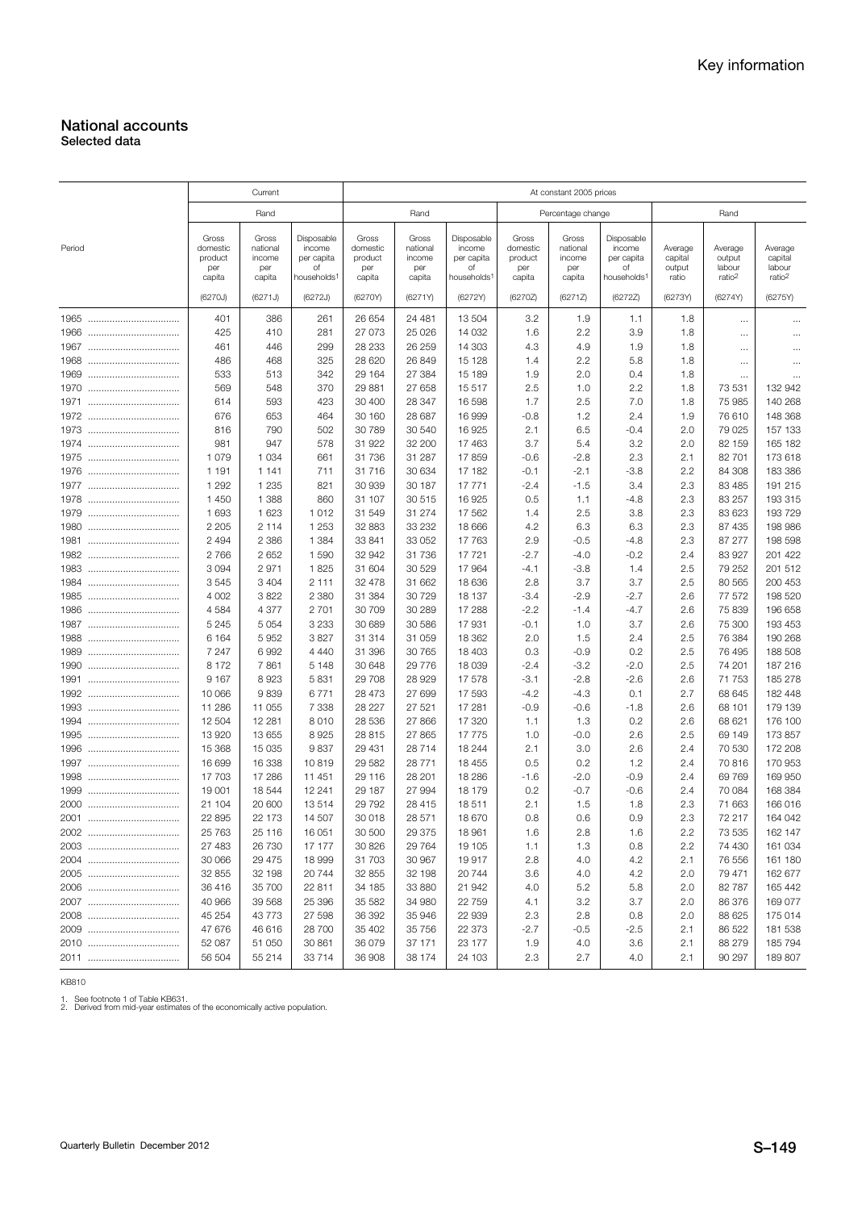## National accounts
### Selected data

| Period | Current | | | At constant 2005 prices | | | | | | | | |
|---|---|---|---|---|---|---|---|---|---|---|---|---|
| | Rand | | | Rand | | | Percentage change | | | Rand | | |
| | Gross domestic product per capita | Gross national income per capita | Disposable income per capita of households[1] | Gross domestic product per capita | Gross national income per capita | Disposable income per capita of households[1] | Gross domestic product per capita | Gross national income per capita | Disposable income per capita of households[1] | Average capital output ratio | Average output labour ratio[2] | Average capital labour ratio[2] |
| | (6270J) | (6271J) | (6272J) | (6270Y) | (6271Y) | (6272Y) | (6270Z) | (6271Z) | (6272Z) | (6273Y) | (6274Y) | (6275Y) |
| 1965 | 401 | 386 | 261 | 26 654 | 24 481 | 13 504 | 3.2 | 1.9 | 1.1 | 1.8 | ... | ... |
| 1966 | 425 | 410 | 281 | 27 073 | 25 026 | 14 032 | 1.6 | 2.2 | 3.9 | 1.8 | ... | ... |
| 1967 | 461 | 446 | 299 | 28 233 | 26 259 | 14 303 | 4.3 | 4.9 | 1.9 | 1.8 | ... | ... |
| 1968 | 486 | 468 | 325 | 28 620 | 26 849 | 15 128 | 1.4 | 2.2 | 5.8 | 1.8 | ... | ... |
| 1969 | 533 | 513 | 342 | 29 164 | 27 384 | 15 189 | 1.9 | 2.0 | 0.4 | 1.8 | ... | ... |
| 1970 | 569 | 548 | 370 | 29 881 | 27 658 | 15 517 | 2.5 | 1.0 | 2.2 | 1.8 | 73 531 | 132 942 |
| 1971 | 614 | 593 | 423 | 30 400 | 28 347 | 16 598 | 1.7 | 2.5 | 7.0 | 1.8 | 75 985 | 140 268 |
| 1972 | 676 | 653 | 464 | 30 160 | 28 687 | 16 999 | -0.8 | 1.2 | 2.4 | 1.9 | 76 610 | 148 368 |
| 1973 | 816 | 790 | 502 | 30 789 | 30 540 | 16 925 | 2.1 | 6.5 | -0.4 | 2.0 | 79 025 | 157 133 |
| 1974 | 981 | 947 | 578 | 31 922 | 32 200 | 17 463 | 3.7 | 5.4 | 3.2 | 2.0 | 82 159 | 165 182 |
| 1975 | 1 079 | 1 034 | 661 | 31 736 | 31 287 | 17 859 | -0.6 | -2.8 | 2.3 | 2.1 | 82 701 | 173 618 |
| 1976 | 1 191 | 1 141 | 711 | 31 716 | 30 634 | 17 182 | -0.1 | -2.1 | -3.8 | 2.2 | 84 308 | 183 386 |
| 1977 | 1 292 | 1 235 | 821 | 30 939 | 30 187 | 17 771 | -2.4 | -1.5 | 3.4 | 2.3 | 83 485 | 191 215 |
| 1978 | 1 450 | 1 388 | 860 | 31 107 | 30 515 | 16 925 | 0.5 | 1.1 | -4.8 | 2.3 | 83 257 | 193 315 |
| 1979 | 1 693 | 1 623 | 1 012 | 31 549 | 31 274 | 17 562 | 1.4 | 2.5 | 3.8 | 2.3 | 83 623 | 193 729 |
| 1980 | 2 205 | 2 114 | 1 253 | 32 883 | 33 232 | 18 666 | 4.2 | 6.3 | 6.3 | 2.3 | 87 435 | 198 986 |
| 1981 | 2 494 | 2 386 | 1 384 | 33 841 | 33 052 | 17 763 | 2.9 | -0.5 | -4.8 | 2.3 | 87 277 | 198 598 |
| 1982 | 2 766 | 2 652 | 1 590 | 32 942 | 31 736 | 17 721 | -2.7 | -4.0 | -0.2 | 2.4 | 83 927 | 201 422 |
| 1983 | 3 094 | 2 971 | 1 825 | 31 604 | 30 529 | 17 964 | -4.1 | -3.8 | 1.4 | 2.5 | 79 252 | 201 512 |
| 1984 | 3 545 | 3 404 | 2 111 | 32 478 | 31 662 | 18 636 | 2.8 | 3.7 | 3.7 | 2.5 | 80 565 | 200 453 |
| 1985 | 4 002 | 3 822 | 2 380 | 31 384 | 30 729 | 18 137 | -3.4 | -2.9 | -2.7 | 2.6 | 77 572 | 198 520 |
| 1986 | 4 584 | 4 377 | 2 701 | 30 709 | 30 289 | 17 288 | -2.2 | -1.4 | -4.7 | 2.6 | 75 839 | 196 658 |
| 1987 | 5 245 | 5 054 | 3 233 | 30 689 | 30 586 | 17 931 | -0.1 | 1.0 | 3.7 | 2.6 | 75 300 | 193 453 |
| 1988 | 6 164 | 5 952 | 3 827 | 31 314 | 31 059 | 18 362 | 2.0 | 1.5 | 2.4 | 2.5 | 76 384 | 190 268 |
| 1989 | 7 247 | 6 992 | 4 440 | 31 396 | 30 765 | 18 403 | 0.3 | -0.9 | 0.2 | 2.5 | 76 495 | 188 508 |
| 1990 | 8 172 | 7 861 | 5 148 | 30 648 | 29 776 | 18 039 | -2.4 | -3.2 | -2.0 | 2.5 | 74 201 | 187 216 |
| 1991 | 9 167 | 8 923 | 5 831 | 29 708 | 28 929 | 17 578 | -3.1 | -2.8 | -2.6 | 2.6 | 71 753 | 185 278 |
| 1992 | 10 066 | 9 839 | 6 771 | 28 473 | 27 699 | 17 593 | -4.2 | -4.3 | 0.1 | 2.7 | 68 645 | 182 448 |
| 1993 | 11 286 | 11 055 | 7 338 | 28 227 | 27 521 | 17 281 | -0.9 | -0.6 | -1.8 | 2.6 | 68 101 | 179 139 |
| 1994 | 12 504 | 12 281 | 8 010 | 28 536 | 27 866 | 17 320 | 1.1 | 1.3 | 0.2 | 2.6 | 68 621 | 176 100 |
| 1995 | 13 920 | 13 655 | 8 925 | 28 815 | 27 865 | 17 775 | 1.0 | -0.0 | 2.6 | 2.5 | 69 149 | 173 857 |
| 1996 | 15 368 | 15 035 | 9 837 | 29 431 | 28 714 | 18 244 | 2.1 | 3.0 | 2.6 | 2.4 | 70 530 | 172 208 |
| 1997 | 16 699 | 16 338 | 10 819 | 29 582 | 28 771 | 18 455 | 0.5 | 0.2 | 1.2 | 2.4 | 70 816 | 170 953 |
| 1998 | 17 703 | 17 286 | 11 451 | 29 116 | 28 201 | 18 286 | -1.6 | -2.0 | -0.9 | 2.4 | 69 769 | 169 950 |
| 1999 | 19 001 | 18 544 | 12 241 | 29 187 | 27 994 | 18 179 | 0.2 | -0.7 | -0.6 | 2.4 | 70 084 | 168 384 |
| 2000 | 21 104 | 20 600 | 13 514 | 29 792 | 28 415 | 18 511 | 2.1 | 1.5 | 1.8 | 2.3 | 71 663 | 166 016 |
| 2001 | 22 895 | 22 173 | 14 507 | 30 018 | 28 571 | 18 670 | 0.8 | 0.6 | 0.9 | 2.3 | 72 217 | 164 042 |
| 2002 | 25 763 | 25 116 | 16 051 | 30 500 | 29 375 | 18 961 | 1.6 | 2.8 | 1.6 | 2.2 | 73 535 | 162 147 |
| 2003 | 27 483 | 26 730 | 17 177 | 30 826 | 29 764 | 19 105 | 1.1 | 1.3 | 0.8 | 2.2 | 74 430 | 161 034 |
| 2004 | 30 066 | 29 475 | 18 999 | 31 703 | 30 967 | 19 917 | 2.8 | 4.0 | 4.2 | 2.1 | 76 556 | 161 180 |
| 2005 | 32 855 | 32 198 | 20 744 | 32 855 | 32 198 | 20 744 | 3.6 | 4.0 | 4.2 | 2.0 | 79 471 | 162 677 |
| 2006 | 36 416 | 35 700 | 22 811 | 34 185 | 33 880 | 21 942 | 4.0 | 5.2 | 5.8 | 2.0 | 82 787 | 165 442 |
| 2007 | 40 966 | 39 568 | 25 396 | 35 582 | 34 980 | 22 759 | 4.1 | 3.2 | 3.7 | 2.0 | 86 376 | 169 077 |
| 2008 | 45 254 | 43 773 | 27 598 | 36 392 | 35 946 | 22 939 | 2.3 | 2.8 | 0.8 | 2.0 | 88 625 | 175 014 |
| 2009 | 47 676 | 46 616 | 28 700 | 35 402 | 35 756 | 22 373 | -2.7 | -0.5 | -2.5 | 2.1 | 86 522 | 181 538 |
| 2010 | 52 087 | 51 050 | 30 861 | 36 079 | 37 171 | 23 177 | 1.9 | 4.0 | 3.6 | 2.1 | 88 279 | 185 794 |
| 2011 | 56 504 | 55 214 | 33 714 | 36 908 | 38 174 | 24 103 | 2.3 | 2.7 | 4.0 | 2.1 | 90 297 | 189 807 |

KB810

1. See footnote 1 of Table KB631.
2. Derived from mid-year estimates of the economically active population.